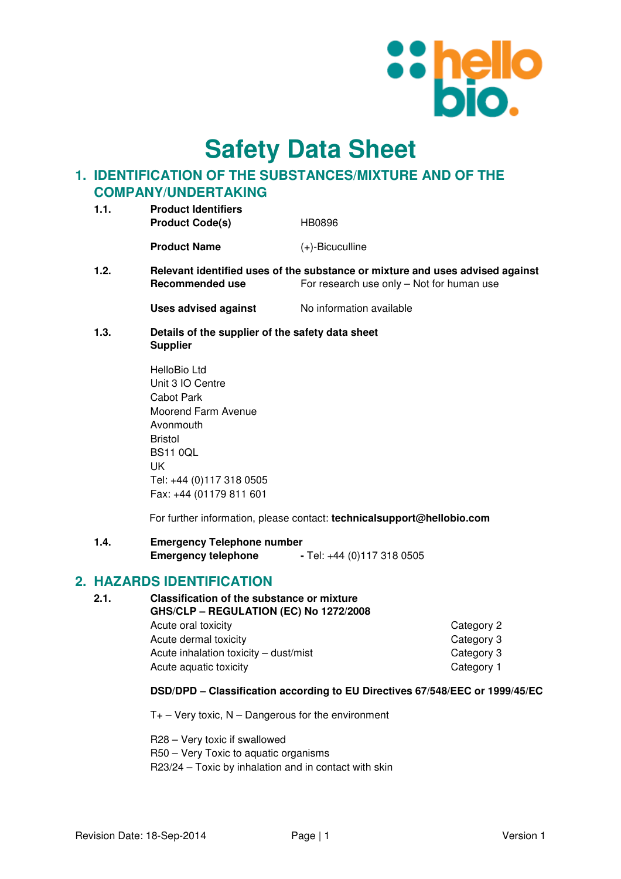# Safety Data Sheet

## 1. IDENTIFICATION OF THE SUBSTANCES/MIXTURE AND OF THE COMPANY/UNDERTAKING

**1.1. Product Identifiers**

| | |
|---|---|
| **Product Code(s)** | HB0896 |
| **Product Name** | (+)-Bicuculline |

**1.2. Relevant identified uses of the substance or mixture and uses advised against**

| | |
|---|---|
| **Recommended use** | For research use only – Not for human use |
| **Uses advised against** | No information available |

**1.3. Details of the supplier of the safety data sheet**

**Supplier**

HelloBio Ltd
Unit 3 IO Centre
Cabot Park
Moorend Farm Avenue
Avonmouth
Bristol
BS11 0QL
UK
Tel: +44 (0)117 318 0505
Fax: +44 (01179 811 601

For further information, please contact: **technicalsupport@hellobio.com**

**1.4. Emergency Telephone number**

**Emergency telephone** - Tel: +44 (0)117 318 0505

## 2. HAZARDS IDENTIFICATION

**2.1. Classification of the substance or mixture**

**GHS/CLP – REGULATION (EC) No 1272/2008**

| | |
|---|---|
| Acute oral toxicity | Category 2 |
| Acute dermal toxicity | Category 3 |
| Acute inhalation toxicity – dust/mist | Category 3 |
| Acute aquatic toxicity | Category 1 |

**DSD/DPD – Classification according to EU Directives 67/548/EEC or 1999/45/EC**

T+ – Very toxic, N – Dangerous for the environment

R28 – Very toxic if swallowed
R50 – Very Toxic to aquatic organisms
R23/24 – Toxic by inhalation and in contact with skin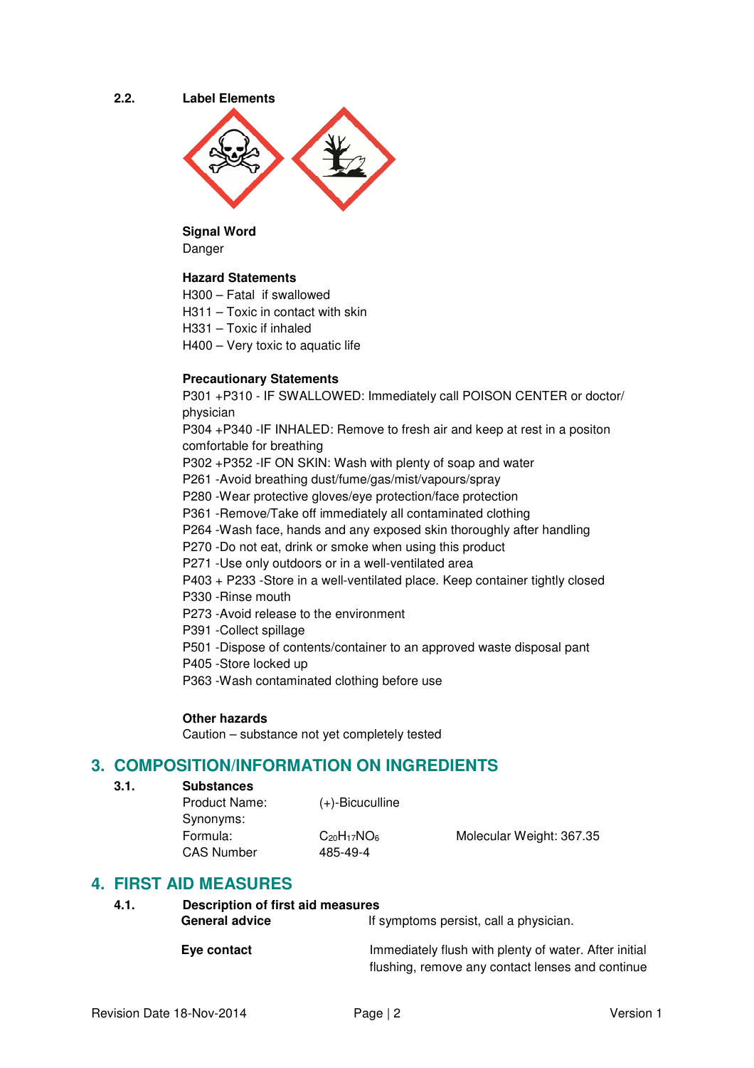### 2.2. Label Elements

**Signal Word**
Danger

**Hazard Statements**
H300 – Fatal if swallowed
H311 – Toxic in contact with skin
H331 – Toxic if inhaled
H400 – Very toxic to aquatic life

**Precautionary Statements**
P301 +P310 - IF SWALLOWED: Immediately call POISON CENTER or doctor/ physician
P304 +P340 -IF INHALED: Remove to fresh air and keep at rest in a positon comfortable for breathing
P302 +P352 -IF ON SKIN: Wash with plenty of soap and water
P261 -Avoid breathing dust/fume/gas/mist/vapours/spray
P280 -Wear protective gloves/eye protection/face protection
P361 -Remove/Take off immediately all contaminated clothing
P264 -Wash face, hands and any exposed skin thoroughly after handling
P270 -Do not eat, drink or smoke when using this product
P271 -Use only outdoors or in a well-ventilated area
P403 + P233 -Store in a well-ventilated place. Keep container tightly closed
P330 -Rinse mouth
P273 -Avoid release to the environment
P391 -Collect spillage
P501 -Dispose of contents/container to an approved waste disposal pant
P405 -Store locked up
P363 -Wash contaminated clothing before use

**Other hazards**
Caution – substance not yet completely tested

## 3. COMPOSITION/INFORMATION ON INGREDIENTS

### 3.1. Substances

Product Name: (+)-Bicuculline
Synonyms:
Formula: $C_{20}H_{17}NO_6$ Molecular Weight: 367.35
CAS Number 485-49-4

## 4. FIRST AID MEASURES

### 4.1. Description of first aid measures

**General advice** If symptoms persist, call a physician.

**Eye contact** Immediately flush with plenty of water. After initial flushing, remove any contact lenses and continue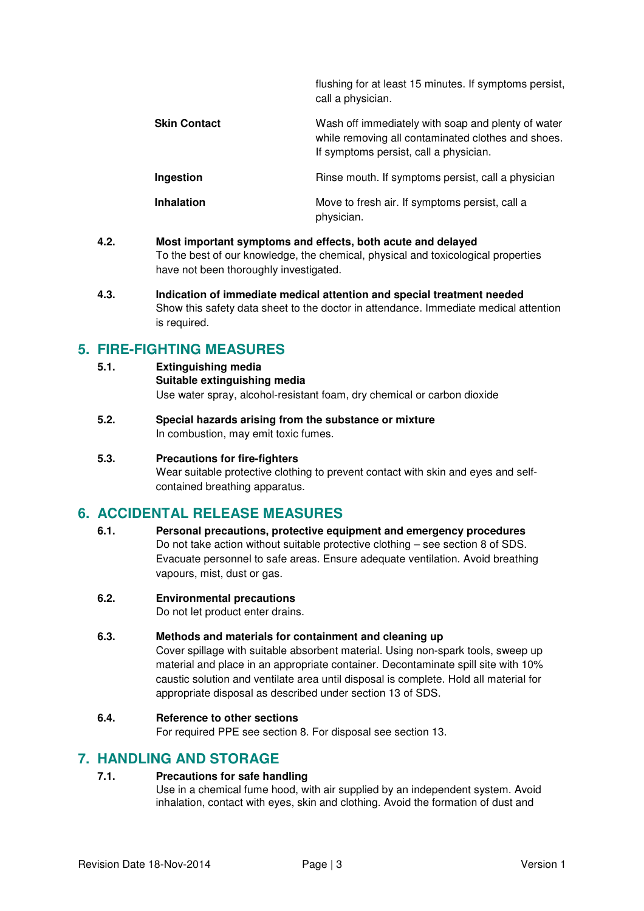| | |
|---|---|
| | flushing for at least 15 minutes. If symptoms persist, call a physician. |
| **Skin Contact** | Wash off immediately with soap and plenty of water while removing all contaminated clothes and shoes. If symptoms persist, call a physician. |
| **Ingestion** | Rinse mouth. If symptoms persist, call a physician |
| **Inhalation** | Move to fresh air. If symptoms persist, call a physician. |

**4.2. Most important symptoms and effects, both acute and delayed**
To the best of our knowledge, the chemical, physical and toxicological properties have not been thoroughly investigated.

**4.3. Indication of immediate medical attention and special treatment needed**
Show this safety data sheet to the doctor in attendance. Immediate medical attention is required.

## 5. FIRE-FIGHTING MEASURES

**5.1. Extinguishing media**
**Suitable extinguishing media**
Use water spray, alcohol-resistant foam, dry chemical or carbon dioxide

**5.2. Special hazards arising from the substance or mixture**
In combustion, may emit toxic fumes.

**5.3. Precautions for fire-fighters**
Wear suitable protective clothing to prevent contact with skin and eyes and self-contained breathing apparatus.

## 6. ACCIDENTAL RELEASE MEASURES

**6.1. Personal precautions, protective equipment and emergency procedures**
Do not take action without suitable protective clothing – see section 8 of SDS. Evacuate personnel to safe areas. Ensure adequate ventilation. Avoid breathing vapours, mist, dust or gas.

**6.2. Environmental precautions**
Do not let product enter drains.

**6.3. Methods and materials for containment and cleaning up**
Cover spillage with suitable absorbent material. Using non-spark tools, sweep up material and place in an appropriate container. Decontaminate spill site with 10% caustic solution and ventilate area until disposal is complete. Hold all material for appropriate disposal as described under section 13 of SDS.

**6.4. Reference to other sections**
For required PPE see section 8. For disposal see section 13.

## 7. HANDLING AND STORAGE

**7.1. Precautions for safe handling**
Use in a chemical fume hood, with air supplied by an independent system. Avoid inhalation, contact with eyes, skin and clothing. Avoid the formation of dust and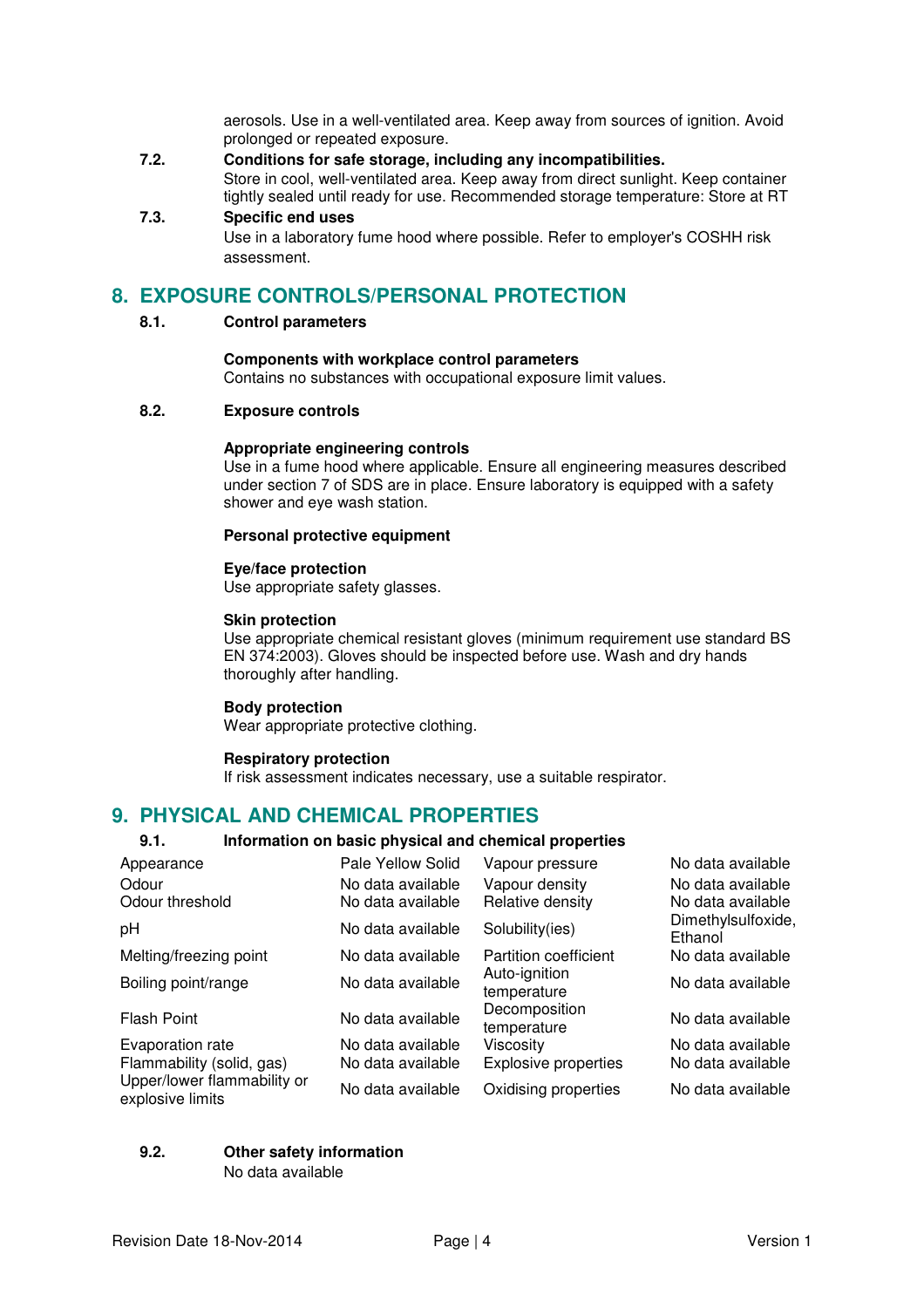aerosols. Use in a well-ventilated area. Keep away from sources of ignition. Avoid prolonged or repeated exposure.

**7.2. Conditions for safe storage, including any incompatibilities.**

Store in cool, well-ventilated area. Keep away from direct sunlight. Keep container tightly sealed until ready for use. Recommended storage temperature: Store at RT

**7.3. Specific end uses**

Use in a laboratory fume hood where possible. Refer to employer's COSHH risk assessment.

## 8. EXPOSURE CONTROLS/PERSONAL PROTECTION

**8.1. Control parameters**

**Components with workplace control parameters**

Contains no substances with occupational exposure limit values.

**8.2. Exposure controls**

**Appropriate engineering controls**

Use in a fume hood where applicable. Ensure all engineering measures described under section 7 of SDS are in place. Ensure laboratory is equipped with a safety shower and eye wash station.

**Personal protective equipment**

**Eye/face protection**

Use appropriate safety glasses.

**Skin protection**

Use appropriate chemical resistant gloves (minimum requirement use standard BS EN 374:2003). Gloves should be inspected before use. Wash and dry hands thoroughly after handling.

**Body protection**

Wear appropriate protective clothing.

**Respiratory protection**

If risk assessment indicates necessary, use a suitable respirator.

## 9. PHYSICAL AND CHEMICAL PROPERTIES

**9.1. Information on basic physical and chemical properties**

| | | | |
|---|---|---|---|
| Appearance | Pale Yellow Solid | Vapour pressure | No data available |
| Odour | No data available | Vapour density | No data available |
| Odour threshold | No data available | Relative density | No data available |
| pH | No data available | Solubility(ies) | Dimethylsulfoxide, Ethanol |
| Melting/freezing point | No data available | Partition coefficient | No data available |
| Boiling point/range | No data available | Auto-ignition temperature | No data available |
| Flash Point | No data available | Decomposition temperature | No data available |
| Evaporation rate | No data available | Viscosity | No data available |
| Flammability (solid, gas) | No data available | Explosive properties | No data available |
| Upper/lower flammability or explosive limits | No data available | Oxidising properties | No data available |

**9.2. Other safety information**

No data available

Revision Date 18-Nov-2014 Version 1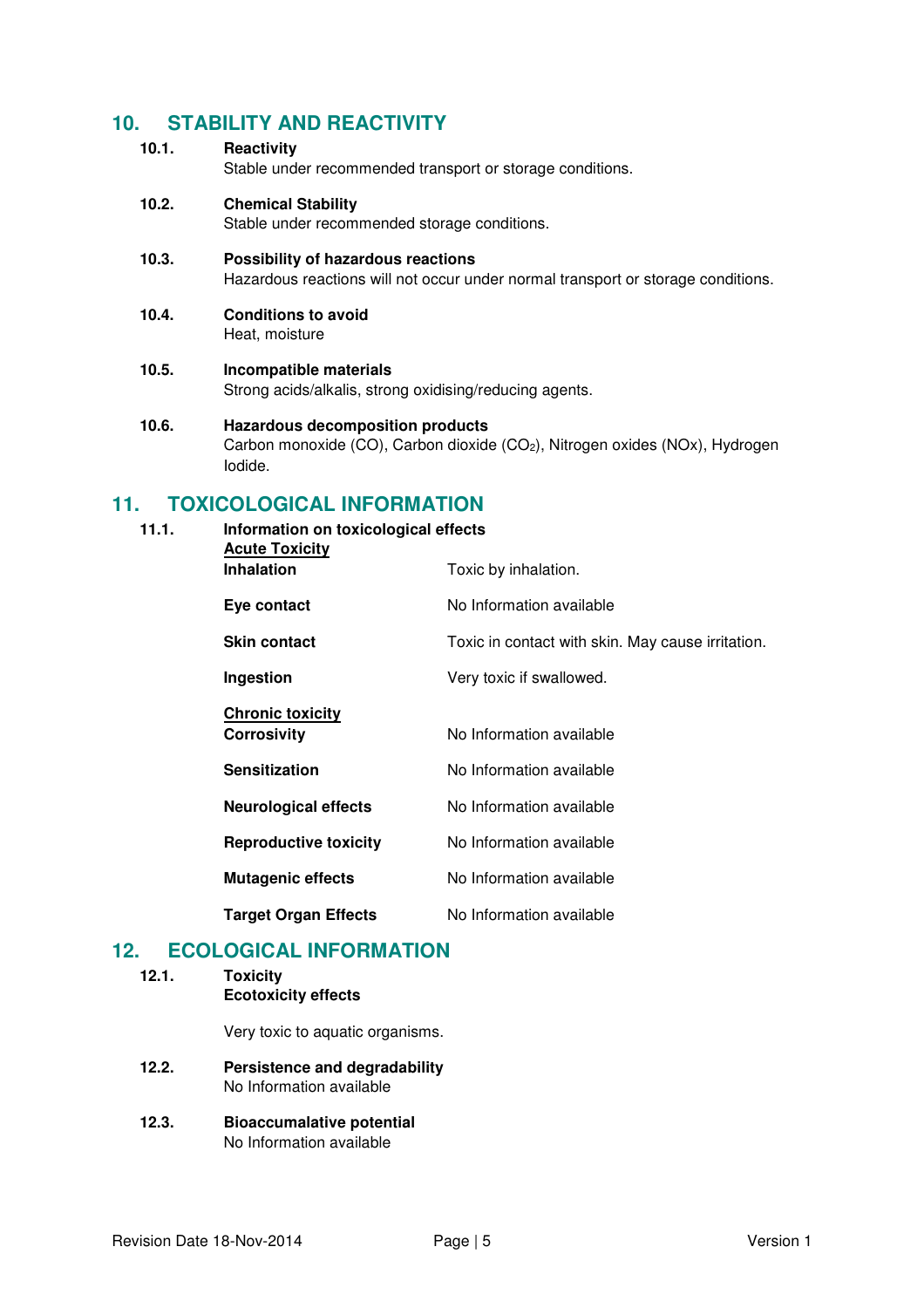## 10. STABILITY AND REACTIVITY

### 10.1. Reactivity

Stable under recommended transport or storage conditions.

### 10.2. Chemical Stability

Stable under recommended storage conditions.

### 10.3. Possibility of hazardous reactions

Hazardous reactions will not occur under normal transport or storage conditions.

### 10.4. Conditions to avoid

Heat, moisture

### 10.5. Incompatible materials

Strong acids/alkalis, strong oxidising/reducing agents.

### 10.6. Hazardous decomposition products

Carbon monoxide (CO), Carbon dioxide ($CO_2$), Nitrogen oxides (NOx), Hydrogen Iodide.

## 11. TOXICOLOGICAL INFORMATION

### 11.1. Information on toxicological effects

**Acute Toxicity**

| | |
|---|---|
| **Inhalation** | Toxic by inhalation. |
| **Eye contact** | No Information available |
| **Skin contact** | Toxic in contact with skin. May cause irritation. |
| **Ingestion** | Very toxic if swallowed. |

**Chronic toxicity**

| | |
|---|---|
| **Corrosivity** | No Information available |
| **Sensitization** | No Information available |
| **Neurological effects** | No Information available |
| **Reproductive toxicity** | No Information available |
| **Mutagenic effects** | No Information available |
| **Target Organ Effects** | No Information available |

## 12. ECOLOGICAL INFORMATION

### 12.1. Toxicity

**Ecotoxicity effects**

Very toxic to aquatic organisms.

### 12.2. Persistence and degradability

No Information available

### 12.3. Bioaccumalative potential

No Information available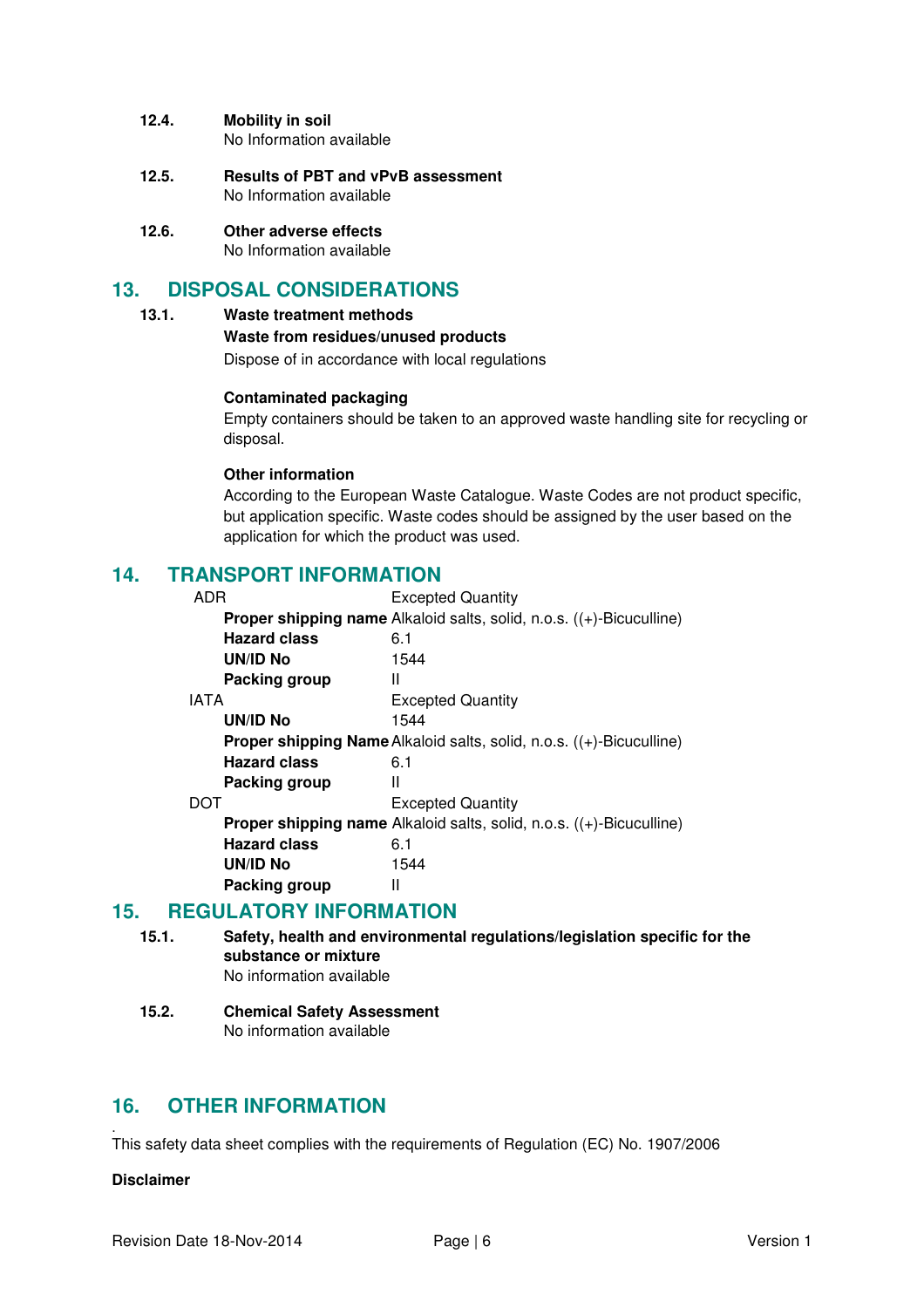**12.4. Mobility in soil**
No Information available

**12.5. Results of PBT and vPvB assessment**
No Information available

**12.6. Other adverse effects**
No Information available

## 13. DISPOSAL CONSIDERATIONS

**13.1. Waste treatment methods**

**Waste from residues/unused products**
Dispose of in accordance with local regulations

**Contaminated packaging**
Empty containers should be taken to an approved waste handling site for recycling or disposal.

**Other information**
According to the European Waste Catalogue. Waste Codes are not product specific, but application specific. Waste codes should be assigned by the user based on the application for which the product was used.

## 14. TRANSPORT INFORMATION

ADR — Excepted Quantity

| | |
|---|---|
| **Proper shipping name** | Alkaloid salts, solid, n.o.s. ((+)-Bicuculline) |
| **Hazard class** | 6.1 |
| **UN/ID No** | 1544 |
| **Packing group** | II |

IATA — Excepted Quantity

| | |
|---|---|
| **UN/ID No** | 1544 |
| **Proper shipping Name** | Alkaloid salts, solid, n.o.s. ((+)-Bicuculline) |
| **Hazard class** | 6.1 |
| **Packing group** | II |

DOT — Excepted Quantity

| | |
|---|---|
| **Proper shipping name** | Alkaloid salts, solid, n.o.s. ((+)-Bicuculline) |
| **Hazard class** | 6.1 |
| **UN/ID No** | 1544 |
| **Packing group** | II |

## 15. REGULATORY INFORMATION

**15.1. Safety, health and environmental regulations/legislation specific for the substance or mixture**
No information available

**15.2. Chemical Safety Assessment**
No information available

## 16. OTHER INFORMATION

This safety data sheet complies with the requirements of Regulation (EC) No. 1907/2006

**Disclaimer**

Revision Date 18-Nov-2014 Version 1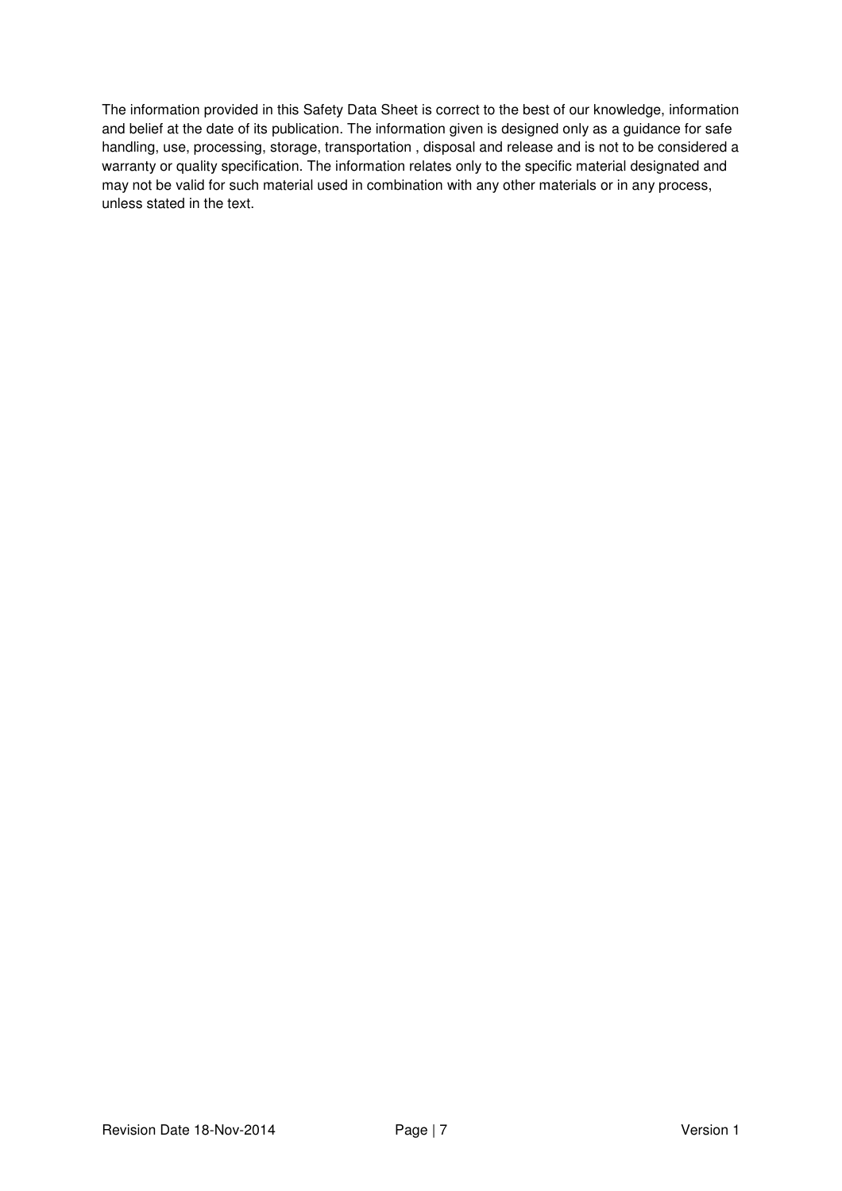The information provided in this Safety Data Sheet is correct to the best of our knowledge, information and belief at the date of its publication. The information given is designed only as a guidance for safe handling, use, processing, storage, transportation , disposal and release and is not to be considered a warranty or quality specification. The information relates only to the specific material designated and may not be valid for such material used in combination with any other materials or in any process, unless stated in the text.